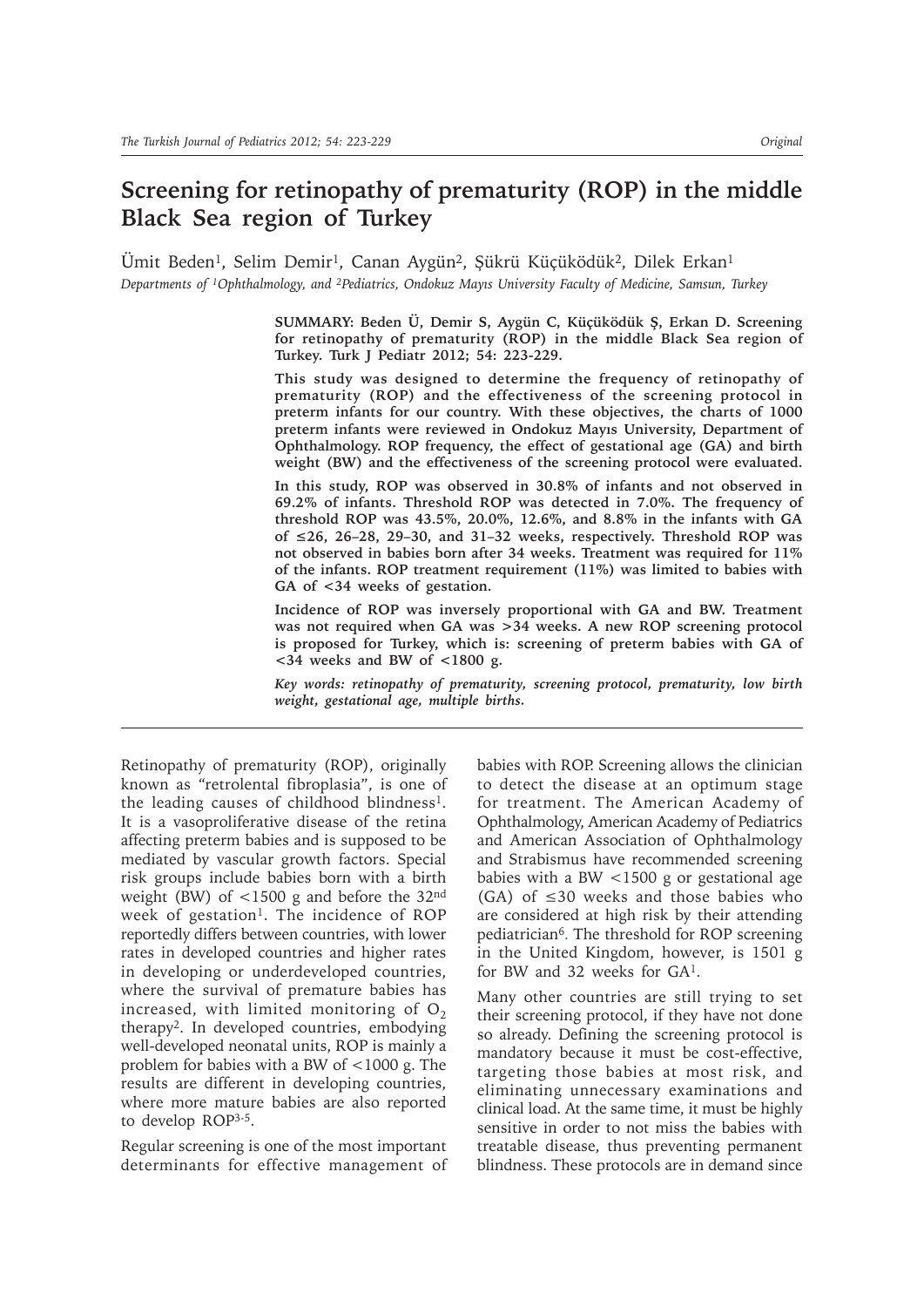# Screening for retinopathy of prematurity (ROP) in the middle Black Sea region of Turkey

Ümit Beden[1], Selim Demir[1], Canan Aygün[2], Şükrü Küçüködük[2], Dilek Erkan[1]

*Departments of [1]Ophthalmology, and [2]Pediatrics, Ondokuz Mayıs University Faculty of Medicine, Samsun, Turkey*

**SUMMARY: Beden Ü, Demir S, Aygün C, Küçüködük Ş, Erkan D. Screening for retinopathy of prematurity (ROP) in the middle Black Sea region of Turkey. Turk J Pediatr 2012; 54: 223-229.**

**This study was designed to determine the frequency of retinopathy of prematurity (ROP) and the effectiveness of the screening protocol in preterm infants for our country. With these objectives, the charts of 1000 preterm infants were reviewed in Ondokuz Mayıs University, Department of Ophthalmology. ROP frequency, the effect of gestational age (GA) and birth weight (BW) and the effectiveness of the screening protocol were evaluated.**

**In this study, ROP was observed in 30.8% of infants and not observed in 69.2% of infants. Threshold ROP was detected in 7.0%. The frequency of threshold ROP was 43.5%, 20.0%, 12.6%, and 8.8% in the infants with GA of ≤26, 26–28, 29–30, and 31–32 weeks, respectively. Threshold ROP was not observed in babies born after 34 weeks. Treatment was required for 11% of the infants. ROP treatment requirement (11%) was limited to babies with GA of <34 weeks of gestation.**

**Incidence of ROP was inversely proportional with GA and BW. Treatment was not required when GA was >34 weeks. A new ROP screening protocol is proposed for Turkey, which is: screening of preterm babies with GA of <34 weeks and BW of <1800 g.**

***Key words:** retinopathy of prematurity, screening protocol, prematurity, low birth weight, gestational age, multiple births.*

Retinopathy of prematurity (ROP), originally known as "retrolental fibroplasia", is one of the leading causes of childhood blindness[1]. It is a vasoproliferative disease of the retina affecting preterm babies and is supposed to be mediated by vascular growth factors. Special risk groups include babies born with a birth weight (BW) of <1500 g and before the 32nd week of gestation[1]. The incidence of ROP reportedly differs between countries, with lower rates in developed countries and higher rates in developing or underdeveloped countries, where the survival of premature babies has increased, with limited monitoring of $O_2$ therapy[2]. In developed countries, embodying well-developed neonatal units, ROP is mainly a problem for babies with a BW of <1000 g. The results are different in developing countries, where more mature babies are also reported to develop ROP[3-5].

Regular screening is one of the most important determinants for effective management of babies with ROP. Screening allows the clinician to detect the disease at an optimum stage for treatment. The American Academy of Ophthalmology, American Academy of Pediatrics and American Association of Ophthalmology and Strabismus have recommended screening babies with a BW <1500 g or gestational age (GA) of ≤30 weeks and those babies who are considered at high risk by their attending pediatrician[6]. The threshold for ROP screening in the United Kingdom, however, is 1501 g for BW and 32 weeks for GA[1].

Many other countries are still trying to set their screening protocol, if they have not done so already. Defining the screening protocol is mandatory because it must be cost-effective, targeting those babies at most risk, and eliminating unnecessary examinations and clinical load. At the same time, it must be highly sensitive in order to not miss the babies with treatable disease, thus preventing permanent blindness. These protocols are in demand since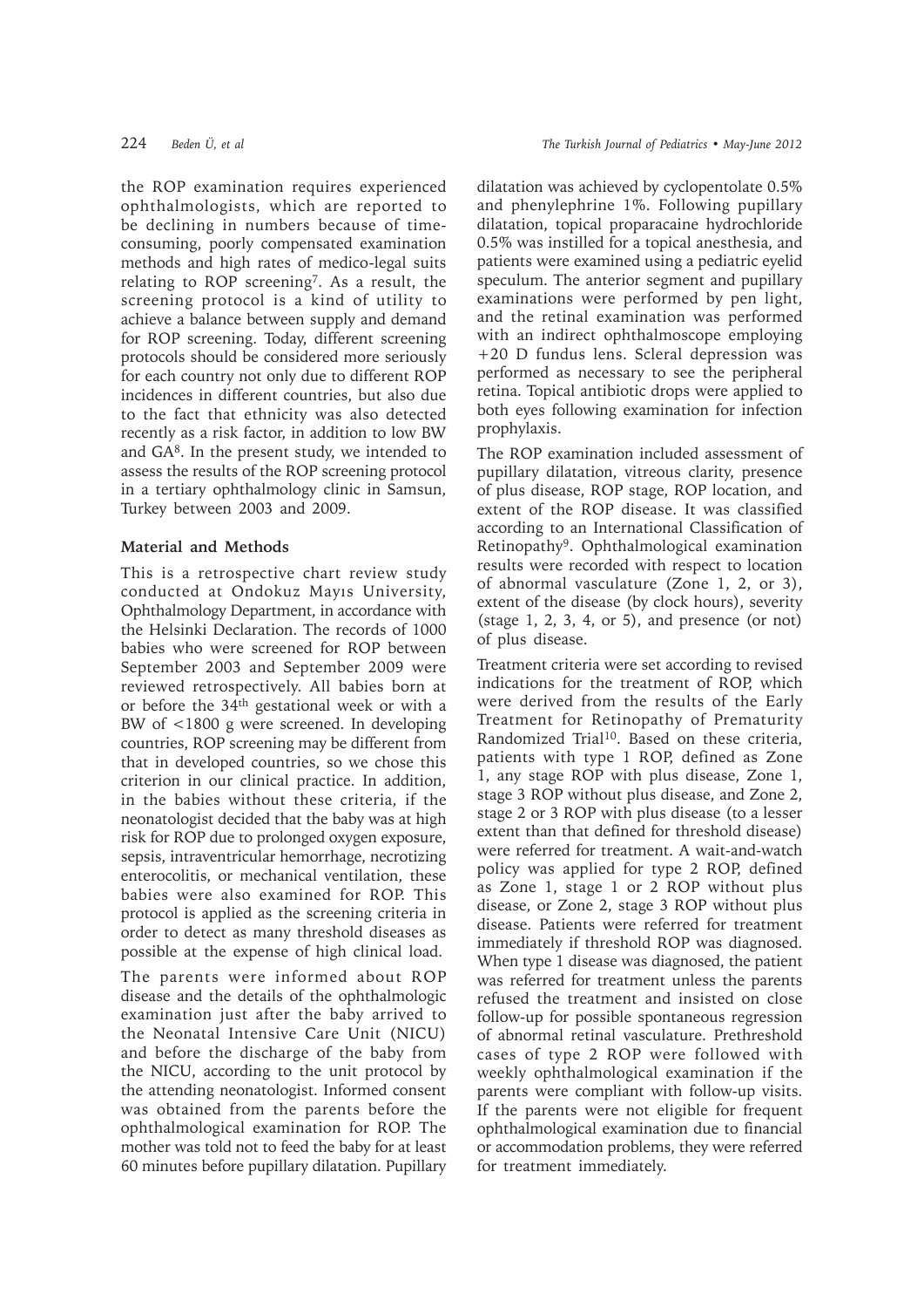the ROP examination requires experienced ophthalmologists, which are reported to be declining in numbers because of time-consuming, poorly compensated examination methods and high rates of medico-legal suits relating to ROP screening[7]. As a result, the screening protocol is a kind of utility to achieve a balance between supply and demand for ROP screening. Today, different screening protocols should be considered more seriously for each country not only due to different ROP incidences in different countries, but also due to the fact that ethnicity was also detected recently as a risk factor, in addition to low BW and GA[8]. In the present study, we intended to assess the results of the ROP screening protocol in a tertiary ophthalmology clinic in Samsun, Turkey between 2003 and 2009.

## Material and Methods

This is a retrospective chart review study conducted at Ondokuz Mayıs University, Ophthalmology Department, in accordance with the Helsinki Declaration. The records of 1000 babies who were screened for ROP between September 2003 and September 2009 were reviewed retrospectively. All babies born at or before the 34th gestational week or with a BW of <1800 g were screened. In developing countries, ROP screening may be different from that in developed countries, so we chose this criterion in our clinical practice. In addition, in the babies without these criteria, if the neonatologist decided that the baby was at high risk for ROP due to prolonged oxygen exposure, sepsis, intraventricular hemorrhage, necrotizing enterocolitis, or mechanical ventilation, these babies were also examined for ROP. This protocol is applied as the screening criteria in order to detect as many threshold diseases as possible at the expense of high clinical load.

The parents were informed about ROP disease and the details of the ophthalmologic examination just after the baby arrived to the Neonatal Intensive Care Unit (NICU) and before the discharge of the baby from the NICU, according to the unit protocol by the attending neonatologist. Informed consent was obtained from the parents before the ophthalmological examination for ROP. The mother was told not to feed the baby for at least 60 minutes before pupillary dilatation. Pupillary dilatation was achieved by cyclopentolate 0.5% and phenylephrine 1%. Following pupillary dilatation, topical proparacaine hydrochloride 0.5% was instilled for a topical anesthesia, and patients were examined using a pediatric eyelid speculum. The anterior segment and pupillary examinations were performed by pen light, and the retinal examination was performed with an indirect ophthalmoscope employing +20 D fundus lens. Scleral depression was performed as necessary to see the peripheral retina. Topical antibiotic drops were applied to both eyes following examination for infection prophylaxis.

The ROP examination included assessment of pupillary dilatation, vitreous clarity, presence of plus disease, ROP stage, ROP location, and extent of the ROP disease. It was classified according to an International Classification of Retinopathy[9]. Ophthalmological examination results were recorded with respect to location of abnormal vasculature (Zone 1, 2, or 3), extent of the disease (by clock hours), severity (stage 1, 2, 3, 4, or 5), and presence (or not) of plus disease.

Treatment criteria were set according to revised indications for the treatment of ROP, which were derived from the results of the Early Treatment for Retinopathy of Prematurity Randomized Trial[10]. Based on these criteria, patients with type 1 ROP, defined as Zone 1, any stage ROP with plus disease, Zone 1, stage 3 ROP without plus disease, and Zone 2, stage 2 or 3 ROP with plus disease (to a lesser extent than that defined for threshold disease) were referred for treatment. A wait-and-watch policy was applied for type 2 ROP, defined as Zone 1, stage 1 or 2 ROP without plus disease, or Zone 2, stage 3 ROP without plus disease. Patients were referred for treatment immediately if threshold ROP was diagnosed. When type 1 disease was diagnosed, the patient was referred for treatment unless the parents refused the treatment and insisted on close follow-up for possible spontaneous regression of abnormal retinal vasculature. Prethreshold cases of type 2 ROP were followed with weekly ophthalmological examination if the parents were compliant with follow-up visits. If the parents were not eligible for frequent ophthalmological examination due to financial or accommodation problems, they were referred for treatment immediately.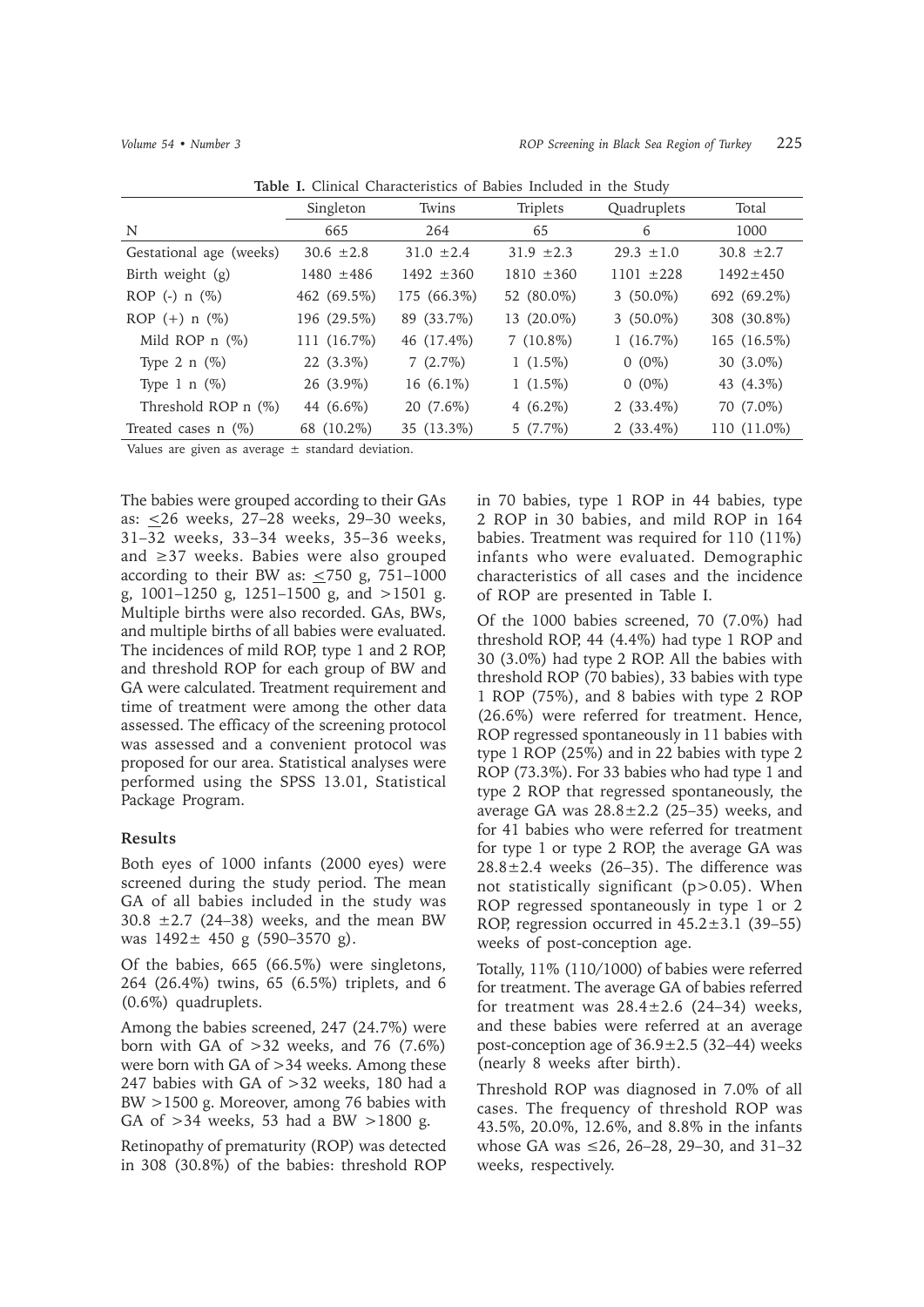**Table I.** Clinical Characteristics of Babies Included in the Study

| | Singleton | Twins | Triplets | Quadruplets | Total |
|---|---|---|---|---|---|
| N | 665 | 264 | 65 | 6 | 1000 |
| Gestational age (weeks) | 30.6 ±2.8 | 31.0 ±2.4 | 31.9 ±2.3 | 29.3 ±1.0 | 30.8 ±2.7 |
| Birth weight (g) | 1480 ±486 | 1492 ±360 | 1810 ±360 | 1101 ±228 | 1492±450 |
| ROP (-) n (%) | 462 (69.5%) | 175 (66.3%) | 52 (80.0%) | 3 (50.0%) | 692 (69.2%) |
| ROP (+) n (%) | 196 (29.5%) | 89 (33.7%) | 13 (20.0%) | 3 (50.0%) | 308 (30.8%) |
| Mild ROP n (%) | 111 (16.7%) | 46 (17.4%) | 7 (10.8%) | 1 (16.7%) | 165 (16.5%) |
| Type 2 n (%) | 22 (3.3%) | 7 (2.7%) | 1 (1.5%) | 0 (0%) | 30 (3.0%) |
| Type 1 n (%) | 26 (3.9%) | 16 (6.1%) | 1 (1.5%) | 0 (0%) | 43 (4.3%) |
| Threshold ROP n (%) | 44 (6.6%) | 20 (7.6%) | 4 (6.2%) | 2 (33.4%) | 70 (7.0%) |
| Treated cases n (%) | 68 (10.2%) | 35 (13.3%) | 5 (7.7%) | 2 (33.4%) | 110 (11.0%) |

Values are given as average ± standard deviation.

The babies were grouped according to their GAs as: ≤26 weeks, 27–28 weeks, 29–30 weeks, 31–32 weeks, 33–34 weeks, 35–36 weeks, and ≥37 weeks. Babies were also grouped according to their BW as: ≤750 g, 751–1000 g, 1001–1250 g, 1251–1500 g, and >1501 g. Multiple births were also recorded. GAs, BWs, and multiple births of all babies were evaluated. The incidences of mild ROP, type 1 and 2 ROP, and threshold ROP for each group of BW and GA were calculated. Treatment requirement and time of treatment were among the other data assessed. The efficacy of the screening protocol was assessed and a convenient protocol was proposed for our area. Statistical analyses were performed using the SPSS 13.01, Statistical Package Program.

## Results

Both eyes of 1000 infants (2000 eyes) were screened during the study period. The mean GA of all babies included in the study was 30.8 ±2.7 (24–38) weeks, and the mean BW was 1492± 450 g (590–3570 g).

Of the babies, 665 (66.5%) were singletons, 264 (26.4%) twins, 65 (6.5%) triplets, and 6 (0.6%) quadruplets.

Among the babies screened, 247 (24.7%) were born with GA of >32 weeks, and 76 (7.6%) were born with GA of >34 weeks. Among these 247 babies with GA of >32 weeks, 180 had a BW >1500 g. Moreover, among 76 babies with GA of >34 weeks, 53 had a BW >1800 g.

Retinopathy of prematurity (ROP) was detected in 308 (30.8%) of the babies: threshold ROP in 70 babies, type 1 ROP in 44 babies, type 2 ROP in 30 babies, and mild ROP in 164 babies. Treatment was required for 110 (11%) infants who were evaluated. Demographic characteristics of all cases and the incidence of ROP are presented in Table I.

Of the 1000 babies screened, 70 (7.0%) had threshold ROP, 44 (4.4%) had type 1 ROP and 30 (3.0%) had type 2 ROP. All the babies with threshold ROP (70 babies), 33 babies with type 1 ROP (75%), and 8 babies with type 2 ROP (26.6%) were referred for treatment. Hence, ROP regressed spontaneously in 11 babies with type 1 ROP (25%) and in 22 babies with type 2 ROP (73.3%). For 33 babies who had type 1 and type 2 ROP that regressed spontaneously, the average GA was 28.8±2.2 (25–35) weeks, and for 41 babies who were referred for treatment for type 1 or type 2 ROP, the average GA was 28.8±2.4 weeks (26–35). The difference was not statistically significant ($p>0.05$). When ROP regressed spontaneously in type 1 or 2 ROP, regression occurred in 45.2±3.1 (39–55) weeks of post-conception age.

Totally, 11% (110/1000) of babies were referred for treatment. The average GA of babies referred for treatment was 28.4±2.6 (24–34) weeks, and these babies were referred at an average post-conception age of 36.9±2.5 (32–44) weeks (nearly 8 weeks after birth).

Threshold ROP was diagnosed in 7.0% of all cases. The frequency of threshold ROP was 43.5%, 20.0%, 12.6%, and 8.8% in the infants whose GA was ≤26, 26–28, 29–30, and 31–32 weeks, respectively.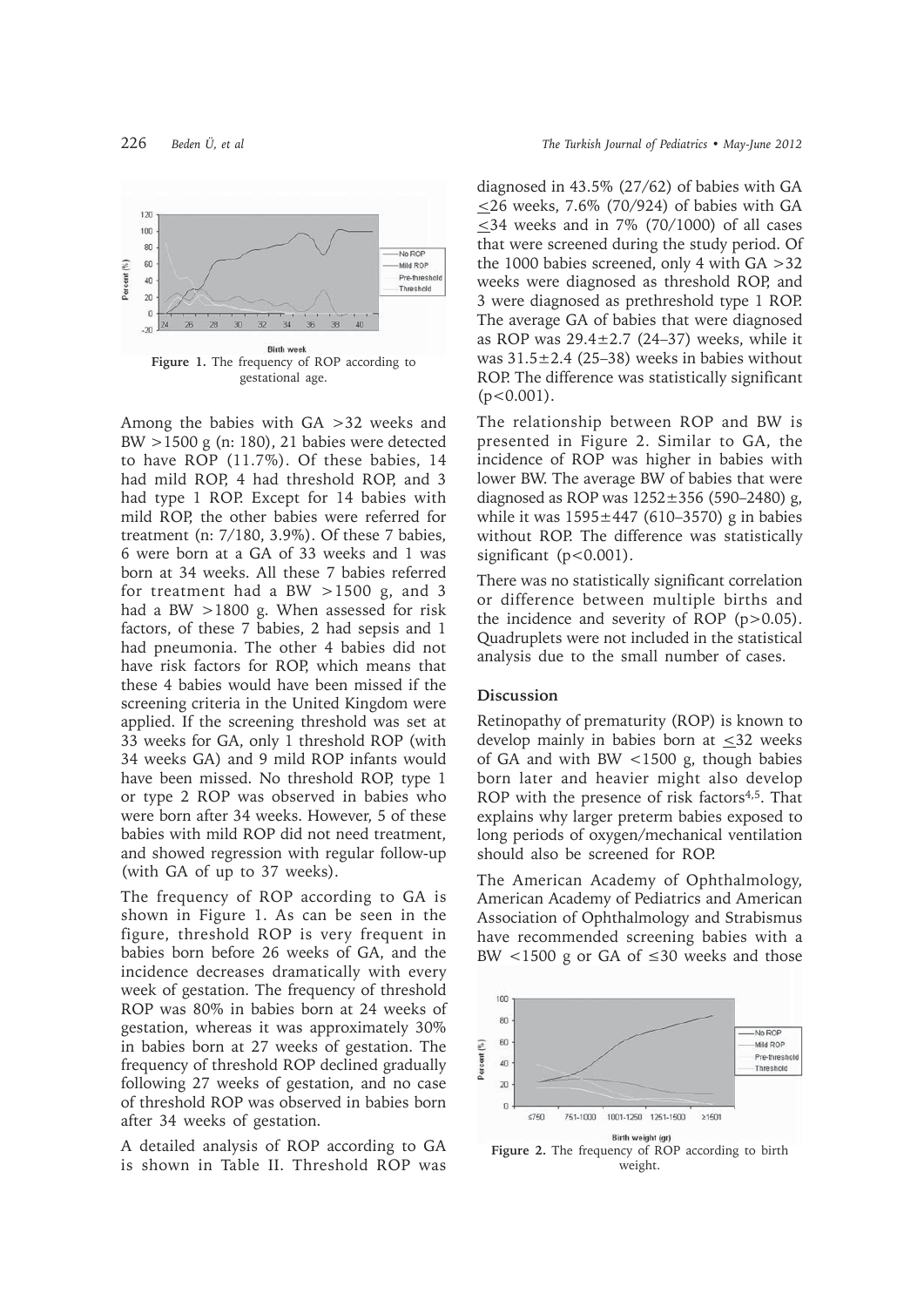Figure 1. The frequency of ROP according to gestational age.

Among the babies with GA >32 weeks and BW >1500 g (n: 180), 21 babies were detected to have ROP (11.7%). Of these babies, 14 had mild ROP, 4 had threshold ROP, and 3 had type 1 ROP. Except for 14 babies with mild ROP, the other babies were referred for treatment (n: 7/180, 3.9%). Of these 7 babies, 6 were born at a GA of 33 weeks and 1 was born at 34 weeks. All these 7 babies referred for treatment had a BW >1500 g, and 3 had a BW >1800 g. When assessed for risk factors, of these 7 babies, 2 had sepsis and 1 had pneumonia. The other 4 babies did not have risk factors for ROP, which means that these 4 babies would have been missed if the screening criteria in the United Kingdom were applied. If the screening threshold was set at 33 weeks for GA, only 1 threshold ROP (with 34 weeks GA) and 9 mild ROP infants would have been missed. No threshold ROP, type 1 or type 2 ROP was observed in babies who were born after 34 weeks. However, 5 of these babies with mild ROP did not need treatment, and showed regression with regular follow-up (with GA of up to 37 weeks).

The frequency of ROP according to GA is shown in Figure 1. As can be seen in the figure, threshold ROP is very frequent in babies born before 26 weeks of GA, and the incidence decreases dramatically with every week of gestation. The frequency of threshold ROP was 80% in babies born at 24 weeks of gestation, whereas it was approximately 30% in babies born at 27 weeks of gestation. The frequency of threshold ROP declined gradually following 27 weeks of gestation, and no case of threshold ROP was observed in babies born after 34 weeks of gestation.

A detailed analysis of ROP according to GA is shown in Table II. Threshold ROP was diagnosed in 43.5% (27/62) of babies with GA ≤26 weeks, 7.6% (70/924) of babies with GA ≤34 weeks and in 7% (70/1000) of all cases that were screened during the study period. Of the 1000 babies screened, only 4 with GA >32 weeks were diagnosed as threshold ROP, and 3 were diagnosed as prethreshold type 1 ROP. The average GA of babies that were diagnosed as ROP was 29.4±2.7 (24–37) weeks, while it was 31.5±2.4 (25–38) weeks in babies without ROP. The difference was statistically significant ($p<0.001$).

The relationship between ROP and BW is presented in Figure 2. Similar to GA, the incidence of ROP was higher in babies with lower BW. The average BW of babies that were diagnosed as ROP was 1252±356 (590–2480) g, while it was 1595±447 (610–3570) g in babies without ROP. The difference was statistically significant ($p<0.001$).

There was no statistically significant correlation or difference between multiple births and the incidence and severity of ROP ($p>0.05$). Quadruplets were not included in the statistical analysis due to the small number of cases.

## Discussion

Retinopathy of prematurity (ROP) is known to develop mainly in babies born at ≤32 weeks of GA and with BW <1500 g, though babies born later and heavier might also develop ROP with the presence of risk factors[4,5]. That explains why larger preterm babies exposed to long periods of oxygen/mechanical ventilation should also be screened for ROP.

The American Academy of Ophthalmology, American Academy of Pediatrics and American Association of Ophthalmology and Strabismus have recommended screening babies with a BW <1500 g or GA of ≤30 weeks and those

Figure 2. The frequency of ROP according to birth weight.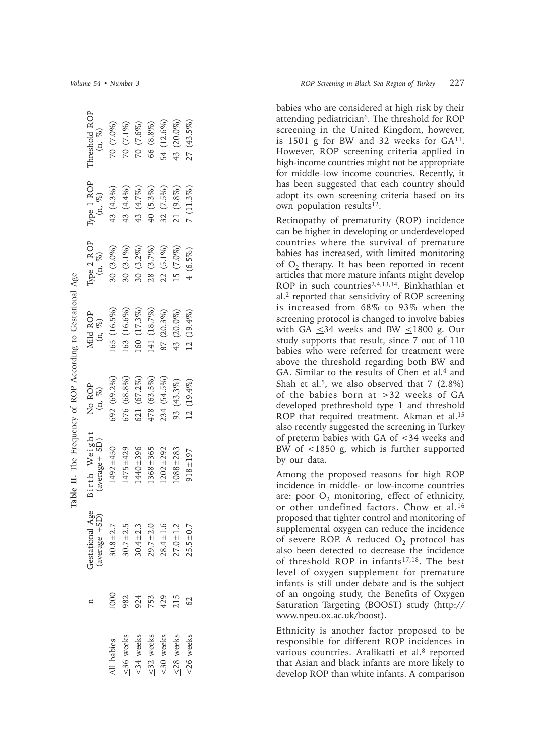**Table II.** The Frequency of ROP According to Gestational Age

| | n | Gestational Age (average ±SD) | Birth Weight (average± SD) | No ROP (n, %) | Mild ROP (n, %) | Type 2 ROP (n, %) | Type 1 ROP (n, %) | Threshold ROP (n, %) |
|---|---|---|---|---|---|---|---|---|
| All babies | 1000 | 30.8±2.7 | 1492±450 | 692 (69.2%) | 165 (16.5%) | 30 (3.0%) | 43 (4.3%) | 70 (7.0%) |
| ≤36 weeks | 982 | 30.7±2.5 | 1475±429 | 676 (68.8%) | 163 (16.6%) | 30 (3.1%) | 43 (4.4%) | 70 (7.1%) |
| ≤34 weeks | 924 | 30.4±2.3 | 1440±396 | 621 (67.2%) | 160 (17.3%) | 30 (3.2%) | 43 (4.7%) | 70 (7.6%) |
| ≤32 weeks | 753 | 29.7±2.0 | 1368±365 | 478 (63.5%) | 141 (18.7%) | 28 (3.7%) | 40 (5.3%) | 66 (8.8%) |
| ≤30 weeks | 429 | 28.4±1.6 | 1202±292 | 234 (54.5%) | 87 (20.3%) | 22 (5.1%) | 32 (7.5%) | 54 (12.6%) |
| ≤28 weeks | 215 | 27.0±1.2 | 1088±283 | 93 (43.3%) | 43 (20.0%) | 15 (7.0%) | 21 (9.8%) | 43 (20.0%) |
| ≤26 weeks | 62 | 25.5±0.7 | 918±197 | 12 (19.4%) | 12 (19.4%) | 4 (6.5%) | 7 (11.3%) | 27 (43.5%) |

babies who are considered at high risk by their attending pediatrician[6]. The threshold for ROP screening in the United Kingdom, however, is 1501 g for BW and 32 weeks for GA[11]. However, ROP screening criteria applied in high-income countries might not be appropriate for middle–low income countries. Recently, it has been suggested that each country should adopt its own screening criteria based on its own population results[12].

Retinopathy of prematurity (ROP) incidence can be higher in developing or underdeveloped countries where the survival of premature babies has increased, with limited monitoring of $O_2$ therapy. It has been reported in recent articles that more mature infants might develop ROP in such countries[2,4,13,14]. Binkhathlan et al.[2] reported that sensitivity of ROP screening is increased from 68% to 93% when the screening protocol is changed to involve babies with GA ≤34 weeks and BW ≤1800 g. Our study supports that result, since 7 out of 110 babies who were referred for treatment were above the threshold regarding both BW and GA. Similar to the results of Chen et al.[4] and Shah et al.[5], we also observed that 7 (2.8%) of the babies born at >32 weeks of GA developed prethreshold type 1 and threshold ROP that required treatment. Akman et al.[15] also recently suggested the screening in Turkey of preterm babies with GA of <34 weeks and BW of <1850 g, which is further supported by our data.

Among the proposed reasons for high ROP incidence in middle- or low-income countries are: poor $O_2$ monitoring, effect of ethnicity, or other undefined factors. Chow et al.[16] proposed that tighter control and monitoring of supplemental oxygen can reduce the incidence of severe ROP. A reduced $O_2$ protocol has also been detected to decrease the incidence of threshold ROP in infants[17,18]. The best level of oxygen supplement for premature infants is still under debate and is the subject of an ongoing study, the Benefits of Oxygen Saturation Targeting (BOOST) study (http://www.npeu.ox.ac.uk/boost).

Ethnicity is another factor proposed to be responsible for different ROP incidences in various countries. Aralikatti et al.[8] reported that Asian and black infants are more likely to develop ROP than white infants. A comparison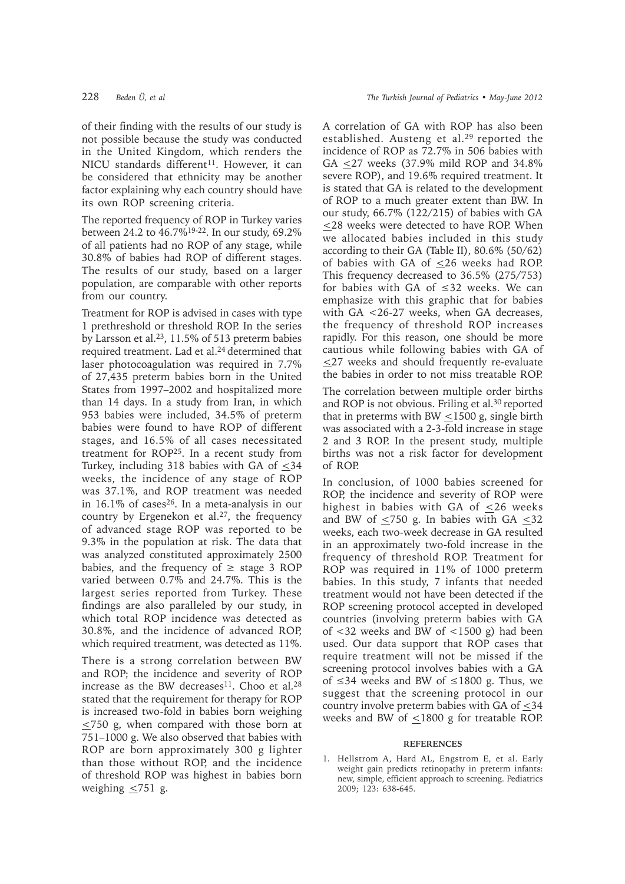of their finding with the results of our study is not possible because the study was conducted in the United Kingdom, which renders the NICU standards different[11]. However, it can be considered that ethnicity may be another factor explaining why each country should have its own ROP screening criteria.

The reported frequency of ROP in Turkey varies between 24.2 to 46.7%[19-22]. In our study, 69.2% of all patients had no ROP of any stage, while 30.8% of babies had ROP of different stages. The results of our study, based on a larger population, are comparable with other reports from our country.

Treatment for ROP is advised in cases with type 1 prethreshold or threshold ROP. In the series by Larsson et al.[23], 11.5% of 513 preterm babies required treatment. Lad et al.[24] determined that laser photocoagulation was required in 7.7% of 27,435 preterm babies born in the United States from 1997–2002 and hospitalized more than 14 days. In a study from Iran, in which 953 babies were included, 34.5% of preterm babies were found to have ROP of different stages, and 16.5% of all cases necessitated treatment for ROP[25]. In a recent study from Turkey, including 318 babies with GA of ≤34 weeks, the incidence of any stage of ROP was 37.1%, and ROP treatment was needed in 16.1% of cases[26]. In a meta-analysis in our country by Ergenekon et al.[27], the frequency of advanced stage ROP was reported to be 9.3% in the population at risk. The data that was analyzed constituted approximately 2500 babies, and the frequency of ≥ stage 3 ROP varied between 0.7% and 24.7%. This is the largest series reported from Turkey. These findings are also paralleled by our study, in which total ROP incidence was detected as 30.8%, and the incidence of advanced ROP, which required treatment, was detected as 11%.

There is a strong correlation between BW and ROP; the incidence and severity of ROP increase as the BW decreases[11]. Choo et al.[28] stated that the requirement for therapy for ROP is increased two-fold in babies born weighing ≤750 g, when compared with those born at 751–1000 g. We also observed that babies with ROP are born approximately 300 g lighter than those without ROP, and the incidence of threshold ROP was highest in babies born weighing ≤751 g.

A correlation of GA with ROP has also been established. Austeng et al.[29] reported the incidence of ROP as 72.7% in 506 babies with GA ≤27 weeks (37.9% mild ROP and 34.8% severe ROP), and 19.6% required treatment. It is stated that GA is related to the development of ROP to a much greater extent than BW. In our study, 66.7% (122/215) of babies with GA ≤28 weeks were detected to have ROP. When we allocated babies included in this study according to their GA (Table II), 80.6% (50/62) of babies with GA of ≤26 weeks had ROP. This frequency decreased to 36.5% (275/753) for babies with GA of ≤32 weeks. We can emphasize with this graphic that for babies with GA <26-27 weeks, when GA decreases, the frequency of threshold ROP increases rapidly. For this reason, one should be more cautious while following babies with GA of ≤27 weeks and should frequently re-evaluate the babies in order to not miss treatable ROP.

The correlation between multiple order births and ROP is not obvious. Friling et al.[30] reported that in preterms with BW ≤1500 g, single birth was associated with a 2-3-fold increase in stage 2 and 3 ROP. In the present study, multiple births was not a risk factor for development of ROP.

In conclusion, of 1000 babies screened for ROP, the incidence and severity of ROP were highest in babies with GA of ≤26 weeks and BW of ≤750 g. In babies with GA ≤32 weeks, each two-week decrease in GA resulted in an approximately two-fold increase in the frequency of threshold ROP. Treatment for ROP was required in 11% of 1000 preterm babies. In this study, 7 infants that needed treatment would not have been detected if the ROP screening protocol accepted in developed countries (involving preterm babies with GA of <32 weeks and BW of <1500 g) had been used. Our data support that ROP cases that require treatment will not be missed if the screening protocol involves babies with a GA of ≤34 weeks and BW of ≤1800 g. Thus, we suggest that the screening protocol in our country involve preterm babies with GA of ≤34 weeks and BW of ≤1800 g for treatable ROP.

## REFERENCES

1. Hellstrom A, Hard AL, Engstrom E, et al. Early weight gain predicts retinopathy in preterm infants: new, simple, efficient approach to screening. Pediatrics 2009; 123: 638-645.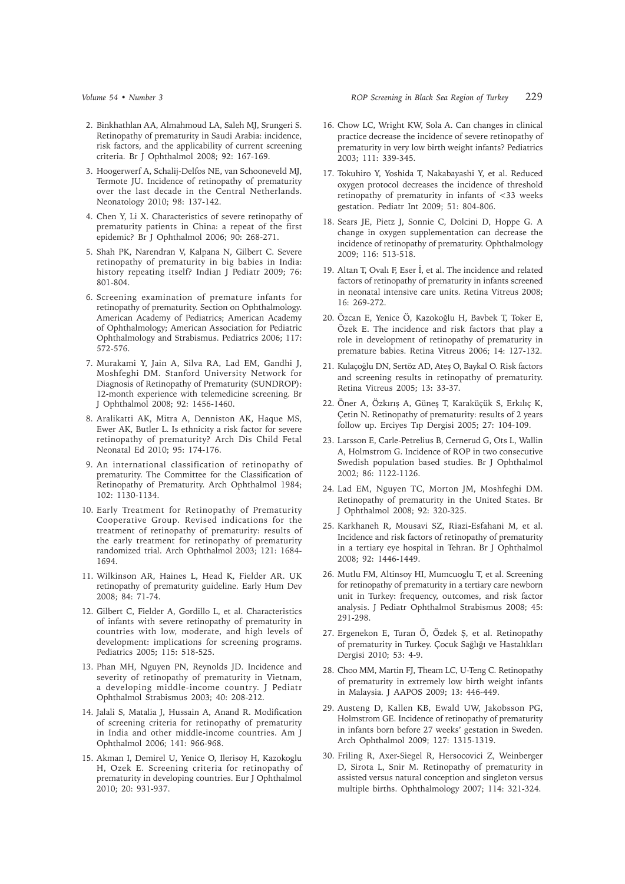2. Binkhathlan AA, Almahmoud LA, Saleh MJ, Srungeri S. Retinopathy of prematurity in Saudi Arabia: incidence, risk factors, and the applicability of current screening criteria. Br J Ophthalmol 2008; 92: 167-169.
3. Hoogerwerf A, Schalij-Delfos NE, van Schooneveld MJ, Termote JU. Incidence of retinopathy of prematurity over the last decade in the Central Netherlands. Neonatology 2010; 98: 137-142.
4. Chen Y, Li X. Characteristics of severe retinopathy of prematurity patients in China: a repeat of the first epidemic? Br J Ophthalmol 2006; 90: 268-271.
5. Shah PK, Narendran V, Kalpana N, Gilbert C. Severe retinopathy of prematurity in big babies in India: history repeating itself? Indian J Pediatr 2009; 76: 801-804.
6. Screening examination of premature infants for retinopathy of prematurity. Section on Ophthalmology. American Academy of Pediatrics; American Academy of Ophthalmology; American Association for Pediatric Ophthalmology and Strabismus. Pediatrics 2006; 117: 572-576.
7. Murakami Y, Jain A, Silva RA, Lad EM, Gandhi J, Moshfeghi DM. Stanford University Network for Diagnosis of Retinopathy of Prematurity (SUNDROP): 12-month experience with telemedicine screening. Br J Ophthalmol 2008; 92: 1456-1460.
8. Aralikatti AK, Mitra A, Denniston AK, Haque MS, Ewer AK, Butler L. Is ethnicity a risk factor for severe retinopathy of prematurity? Arch Dis Child Fetal Neonatal Ed 2010; 95: 174-176.
9. An international classification of retinopathy of prematurity. The Committee for the Classification of Retinopathy of Prematurity. Arch Ophthalmol 1984; 102: 1130-1134.
10. Early Treatment for Retinopathy of Prematurity Cooperative Group. Revised indications for the treatment of retinopathy of prematurity: results of the early treatment for retinopathy of prematurity randomized trial. Arch Ophthalmol 2003; 121: 1684-1694.
11. Wilkinson AR, Haines L, Head K, Fielder AR. UK retinopathy of prematurity guideline. Early Hum Dev 2008; 84: 71-74.
12. Gilbert C, Fielder A, Gordillo L, et al. Characteristics of infants with severe retinopathy of prematurity in countries with low, moderate, and high levels of development: implications for screening programs. Pediatrics 2005; 115: 518-525.
13. Phan MH, Nguyen PN, Reynolds JD. Incidence and severity of retinopathy of prematurity in Vietnam, a developing middle-income country. J Pediatr Ophthalmol Strabismus 2003; 40: 208-212.
14. Jalali S, Matalia J, Hussain A, Anand R. Modification of screening criteria for retinopathy of prematurity in India and other middle-income countries. Am J Ophthalmol 2006; 141: 966-968.
15. Akman I, Demirel U, Yenice O, Ilerisoy H, Kazokoglu H, Ozek E. Screening criteria for retinopathy of prematurity in developing countries. Eur J Ophthalmol 2010; 20: 931-937.
16. Chow LC, Wright KW, Sola A. Can changes in clinical practice decrease the incidence of severe retinopathy of prematurity in very low birth weight infants? Pediatrics 2003; 111: 339-345.
17. Tokuhiro Y, Yoshida T, Nakabayashi Y, et al. Reduced oxygen protocol decreases the incidence of threshold retinopathy of prematurity in infants of <33 weeks gestation. Pediatr Int 2009; 51: 804-806.
18. Sears JE, Pietz J, Sonnie C, Dolcini D, Hoppe G. A change in oxygen supplementation can decrease the incidence of retinopathy of prematurity. Ophthalmology 2009; 116: 513-518.
19. Altan T, Ovalı F, Eser İ, et al. The incidence and related factors of retinopathy of prematurity in infants screened in neonatal intensive care units. Retina Vitreus 2008; 16: 269-272.
20. Özcan E, Yenice Ö, Kazokoğlu H, Bavbek T, Toker E, Özek E. The incidence and risk factors that play a role in development of retinopathy of prematurity in premature babies. Retina Vitreus 2006; 14: 127-132.
21. Kulaçoğlu DN, Sertöz AD, Ateş O, Baykal O. Risk factors and screening results in retinopathy of prematurity. Retina Vitreus 2005; 13: 33-37.
22. Öner A, Özkırış A, Güneş T, Karaküçük S, Erkılıç K, Çetin N. Retinopathy of prematurity: results of 2 years follow up. Erciyes Tıp Dergisi 2005; 27: 104-109.
23. Larsson E, Carle-Petrelius B, Cernerud G, Ots L, Wallin A, Holmstrom G. Incidence of ROP in two consecutive Swedish population based studies. Br J Ophthalmol 2002; 86: 1122-1126.
24. Lad EM, Nguyen TC, Morton JM, Moshfeghi DM. Retinopathy of prematurity in the United States. Br J Ophthalmol 2008; 92: 320-325.
25. Karkhaneh R, Mousavi SZ, Riazi-Esfahani M, et al. Incidence and risk factors of retinopathy of prematurity in a tertiary eye hospital in Tehran. Br J Ophthalmol 2008; 92: 1446-1449.
26. Mutlu FM, Altinsoy HI, Mumcuoglu T, et al. Screening for retinopathy of prematurity in a tertiary care newborn unit in Turkey: frequency, outcomes, and risk factor analysis. J Pediatr Ophthalmol Strabismus 2008; 45: 291-298.
27. Ergenekon E, Turan Ö, Özdek Ş, et al. Retinopathy of prematurity in Turkey. Çocuk Sağlığı ve Hastalıkları Dergisi 2010; 53: 4-9.
28. Choo MM, Martin FJ, Theam LC, U-Teng C. Retinopathy of prematurity in extremely low birth weight infants in Malaysia. J AAPOS 2009; 13: 446-449.
29. Austeng D, Kallen KB, Ewald UW, Jakobsson PG, Holmstrom GE. Incidence of retinopathy of prematurity in infants born before 27 weeks' gestation in Sweden. Arch Ophthalmol 2009; 127: 1315-1319.
30. Friling R, Axer-Siegel R, Hersocovici Z, Weinberger D, Sirota L, Snir M. Retinopathy of prematurity in assisted versus natural conception and singleton versus multiple births. Ophthalmology 2007; 114: 321-324.